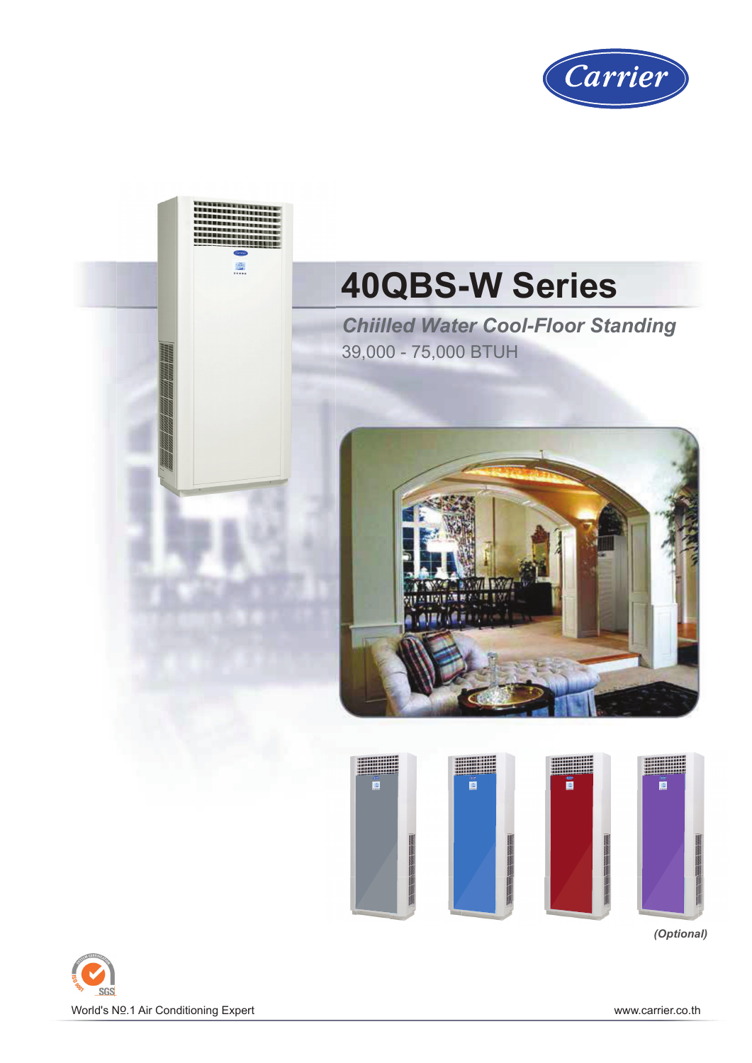Carrier

# 40QBS-W Series

***Chiilled Water Cool-Floor Standing***

39,000 - 75,000 BTUH

*(Optional)*

World's Nº.1 Air Conditioning Expert

www.carrier.co.th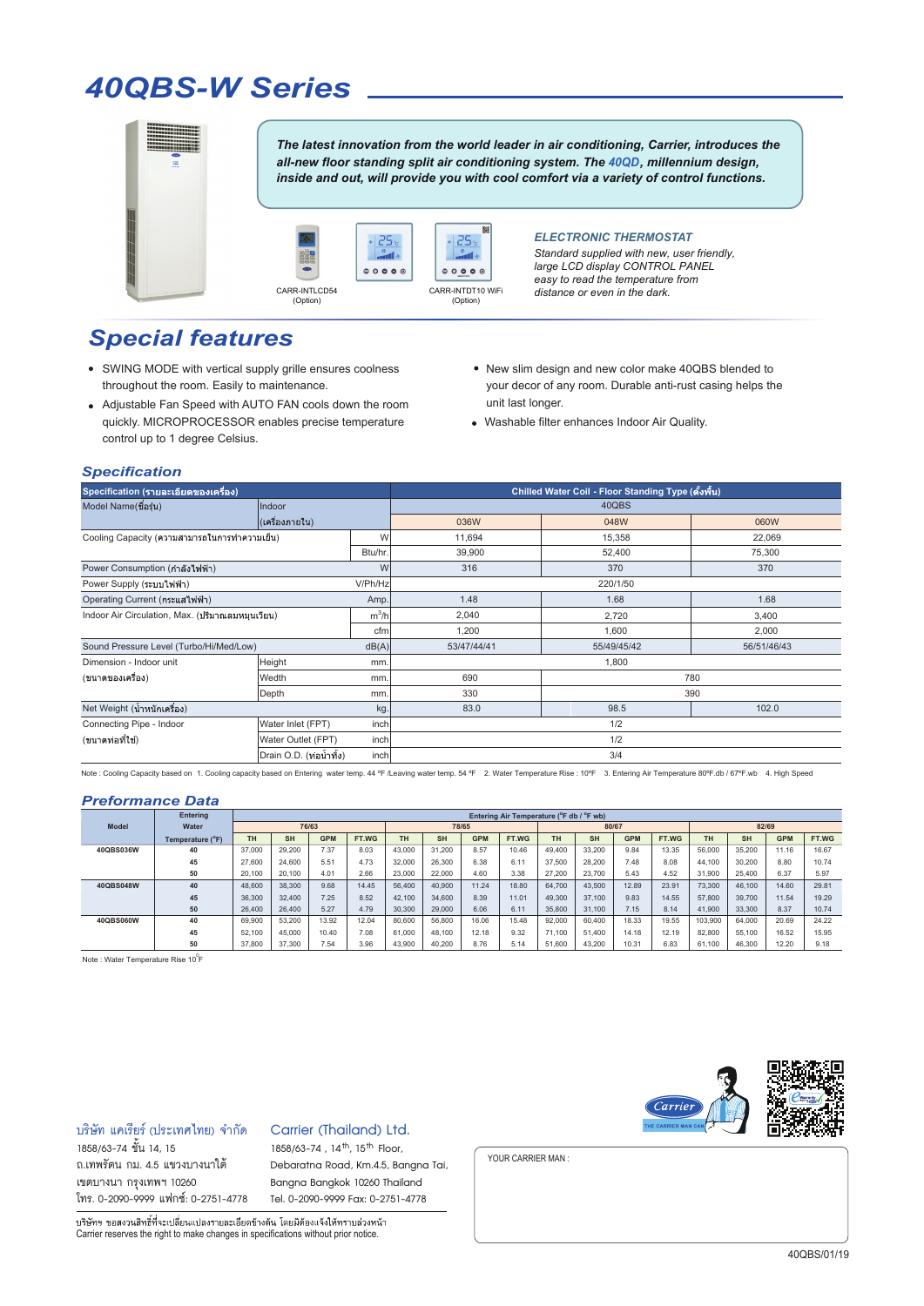# 40QBS-W Series

*The latest innovation from the world leader in air conditioning, Carrier, introduces the all-new floor standing split air conditioning system. The 40QD, millennium design, inside and out, will provide you with cool comfort via a variety of control functions.*

CARR-INTLCD54 (Option)

CARR-INTDT10 WiFi (Option)

### ELECTRONIC THERMOSTAT

*Standard supplied with new, user friendly, large LCD display CONTROL PANEL easy to read the temperature from distance or even in the dark.*

## Special features

- SWING MODE with vertical supply grille ensures coolness throughout the room. Easily to maintenance.
- Adjustable Fan Speed with AUTO FAN cools down the room quickly. MICROPROCESSOR enables precise temperature control up to 1 degree Celsius.
- New slim design and new color make 40QBS blended to your decor of any room. Durable anti-rust casing helps the unit last longer.
- Washable filter enhances Indoor Air Quality.

## Specification

| Specification (รายละเอียดของเครื่อง) | | | Chilled Water Coil - Floor Standing Type (ตั้งพื้น) | | |
|---|---|---|---|---|---|
| Model Name(ชื่อรุ่น) | Indoor | | 40QBS | | |
| | (เครื่องภายใน) | | 036W | 048W | 060W |
| Cooling Capacity (ความสามารถในการทำความเย็น) | | W | 11,694 | 15,358 | 22,069 |
| | | Btu/hr. | 39,900 | 52,400 | 75,300 |
| Power Consumption (กำลังไฟฟ้า) | | W | 316 | 370 | 370 |
| Power Supply (ระบบไฟฟ้า) | | V/Ph/Hz | 220/1/50 | | |
| Operating Current (กระแสไฟฟ้า) | | Amp. | 1.48 | 1.68 | 1.68 |
| Indoor Air Circulation, Max. (ปริมาณลมหมุนเวียน) | | $m^3/h$ | 2,040 | 2,720 | 3,400 |
| | | cfm | 1,200 | 1,600 | 2,000 |
| Sound Pressure Level (Turbo/Hi/Med/Low) | | dB(A) | 53/47/44/41 | 55/49/45/42 | 56/51/46/43 |
| Dimension - Indoor unit | Height | mm. | 1,800 | | |
| (ขนาดของเครื่อง) | Wedth | mm. | 690 | 780 | |
| | Depth | mm. | 330 | 390 | |
| Net Weight (น้ำหนักเครื่อง) | | kg. | 83.0 | 98.5 | 102.0 |
| Connecting Pipe - Indoor | Water Inlet (FPT) | inch | 1/2 | | |
| (ขนาดท่อที่ใช้) | Water Outlet (FPT) | inch | 1/2 | | |
| | Drain O.D. (ท่อน้ำทิ้ง) | inch | 3/4 | | |

Note : Cooling Capacity based on 1. Cooling capacity based on Entering water temp. 44 °F /Leaving water temp. 54 °F 2. Water Temperature Rise : 10°F 3. Entering Air Temperature 80°F.db / 67°F.wb 4. High Speed

## Preformance Data

| Model | Entering Water Temperature (°F) | Entering Air Temperature (°F db / °F wb) | | | | | | | | | | | | | | | |
|---|---|---|---|---|---|---|---|---|---|---|---|---|---|---|---|---|---|
| | | 76/63 | | | | 78/65 | | | | 80/67 | | | | 82/69 | | | |
| | | TH | SH | GPM | FT.WG | TH | SH | GPM | FT.WG | TH | SH | GPM | FT.WG | TH | SH | GPM | FT.WG |
| 40QBS036W | 40 | 37,000 | 29,200 | 7.37 | 8.03 | 43,000 | 31,200 | 8.57 | 10.46 | 49,400 | 33,200 | 9.84 | 13.35 | 56,000 | 35,200 | 11.16 | 16.67 |
| | 45 | 27,600 | 24,600 | 5.51 | 4.73 | 32,000 | 26,300 | 6.38 | 6.11 | 37,500 | 28,200 | 7.48 | 8.08 | 44,100 | 30,200 | 8.80 | 10.74 |
| | 50 | 20,100 | 20,100 | 4.01 | 2.66 | 23,000 | 22,000 | 4.60 | 3.38 | 27,200 | 23,700 | 5.43 | 4.52 | 31,900 | 25,400 | 6.37 | 5.97 |
| 40QBS048W | 40 | 48,600 | 38,300 | 9.68 | 14.45 | 56,400 | 40,900 | 11.24 | 18.80 | 64,700 | 43,500 | 12.89 | 23.91 | 73,300 | 46,100 | 14.60 | 29.81 |
| | 45 | 36,300 | 32,400 | 7.25 | 8.52 | 42,100 | 34,600 | 8.39 | 11.01 | 49,300 | 37,100 | 9.83 | 14.55 | 57,800 | 39,700 | 11.54 | 19.29 |
| | 50 | 26,400 | 26,400 | 5.27 | 4.79 | 30,300 | 29,000 | 6.06 | 6.11 | 35,800 | 31,100 | 7.15 | 8.14 | 41,900 | 33,300 | 8.37 | 10.74 |
| 40QBS060W | 40 | 69,900 | 53,200 | 13.92 | 12.04 | 80,600 | 56,800 | 16.06 | 15.48 | 92,000 | 60,400 | 18.33 | 19.55 | 103,900 | 64,000 | 20.69 | 24.22 |
| | 45 | 52,100 | 45,000 | 10.40 | 7.08 | 61,000 | 48,100 | 12.18 | 9.32 | 71,100 | 51,400 | 14.18 | 12.19 | 82,800 | 55,100 | 16.52 | 15.95 |
| | 50 | 37,800 | 37,300 | 7.54 | 3.96 | 43,900 | 40,200 | 8.76 | 5.14 | 51,600 | 43,200 | 10.31 | 6.83 | 61,100 | 46,300 | 12.20 | 9.18 |

Note : Water Temperature Rise 10°F

บริษัท แคเรียร์ (ประเทศไทย) จำกัด
1858/63-74 ชั้น 14, 15
ถ.เทพรัตน กม. 4.5 แขวงบางนาใต้
เขตบางนา กรุงเทพฯ 10260
โทร. 0-2090-9999 แฟกซ์: 0-2751-4778

Carrier (Thailand) Ltd.
1858/63-74 , 14th, 15th Floor,
Debaratna Road, Km.4.5, Bangna Tai,
Bangna Bangkok 10260 Thailand
Tel. 0-2090-9999 Fax: 0-2751-4778

บริษัทฯ ขอสงวนสิทธิ์ที่จะเปลี่ยนแปลงรายละเอียดข้างต้น โดยมิต้องแจ้งให้ทราบล่วงหน้า
Carrier reserves the right to make changes in specifications without prior notice.

YOUR CARRIER MAN :

40QBS/01/19